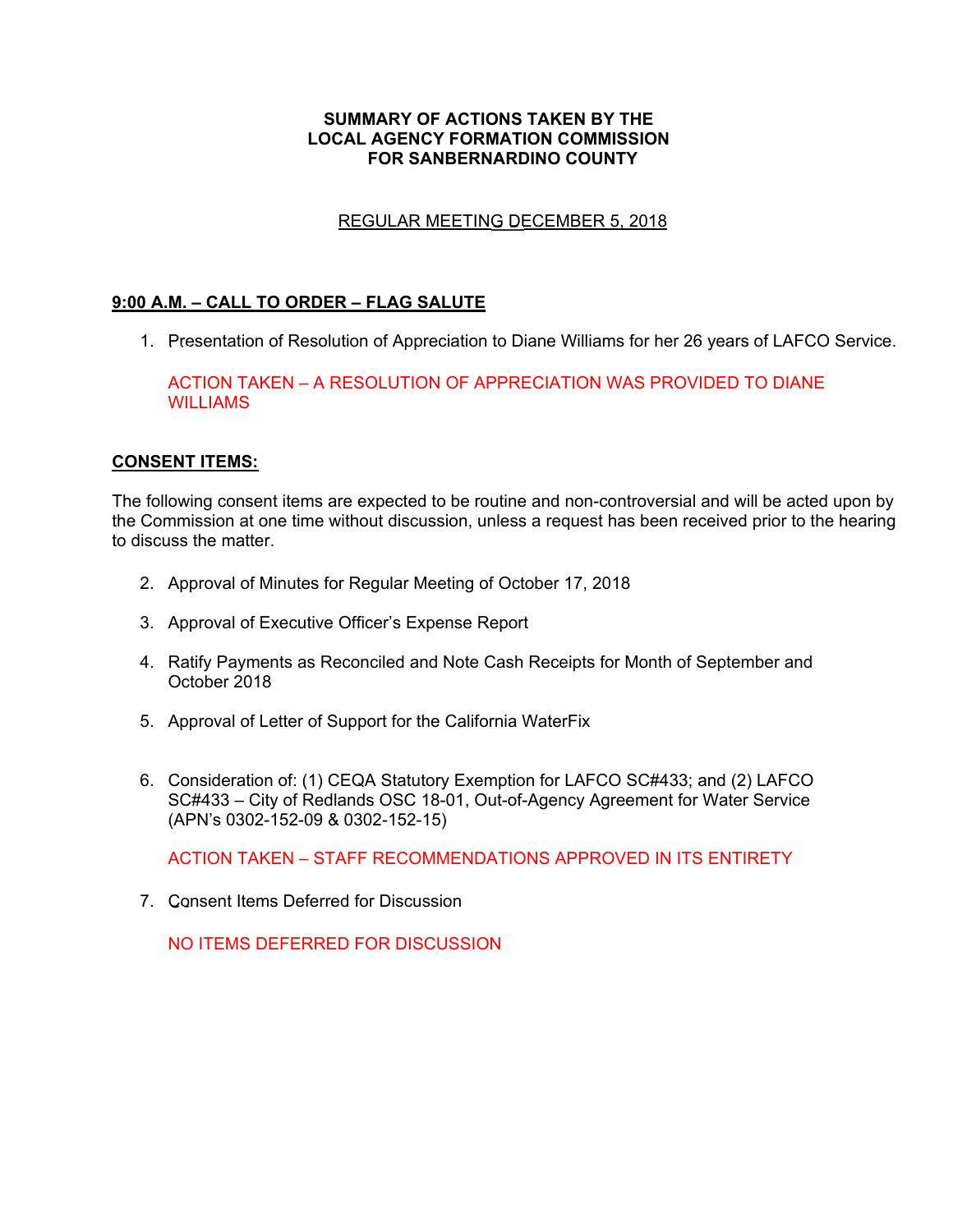**SUMMARY OF ACTIONS TAKEN BY THE LOCAL AGENCY FORMATION COMMISSION FOR SANBERNARDINO COUNTY**

REGULAR MEETING DECEMBER 5, 2018

**9:00 A.M. – CALL TO ORDER – FLAG SALUTE**

1. Presentation of Resolution of Appreciation to Diane Williams for her 26 years of LAFCO Service.

   ACTION TAKEN – A RESOLUTION OF APPRECIATION WAS PROVIDED TO DIANE WILLIAMS

**CONSENT ITEMS:**

The following consent items are expected to be routine and non-controversial and will be acted upon by the Commission at one time without discussion, unless a request has been received prior to the hearing to discuss the matter.

2. Approval of Minutes for Regular Meeting of October 17, 2018

3. Approval of Executive Officer's Expense Report

4. Ratify Payments as Reconciled and Note Cash Receipts for Month of September and October 2018

5. Approval of Letter of Support for the California WaterFix

6. Consideration of: (1) CEQA Statutory Exemption for LAFCO SC#433; and (2) LAFCO SC#433 – City of Redlands OSC 18-01, Out-of-Agency Agreement for Water Service (APN's 0302-152-09 & 0302-152-15)

   ACTION TAKEN – STAFF RECOMMENDATIONS APPROVED IN ITS ENTIRETY

7. Consent Items Deferred for Discussion

   NO ITEMS DEFERRED FOR DISCUSSION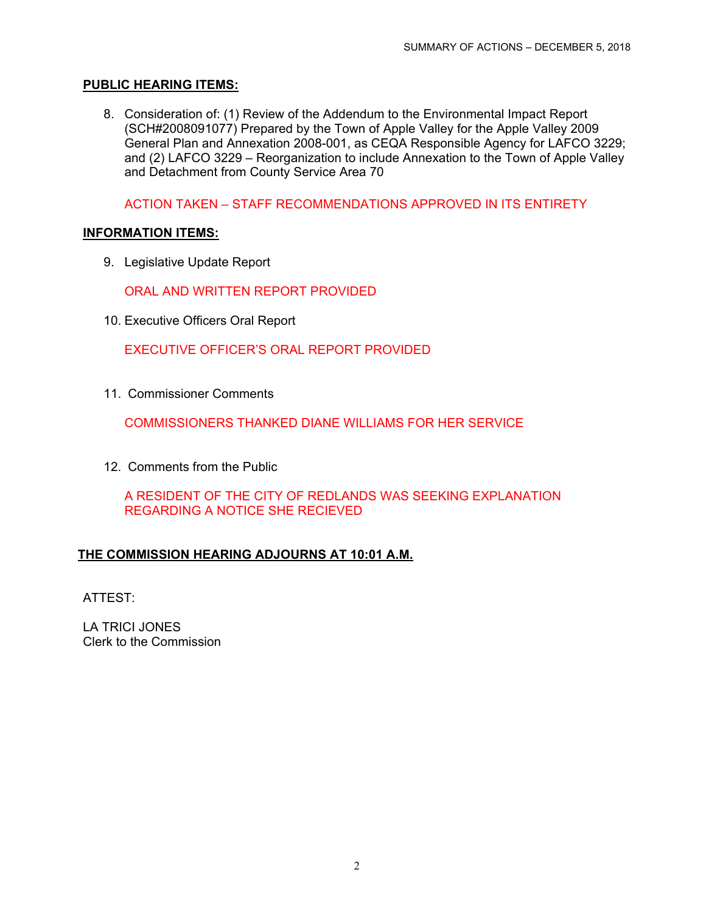**PUBLIC HEARING ITEMS:**

8. Consideration of: (1) Review of the Addendum to the Environmental Impact Report (SCH#2008091077) Prepared by the Town of Apple Valley for the Apple Valley 2009 General Plan and Annexation 2008-001, as CEQA Responsible Agency for LAFCO 3229; and (2) LAFCO 3229 – Reorganization to include Annexation to the Town of Apple Valley and Detachment from County Service Area 70

   ACTION TAKEN – STAFF RECOMMENDATIONS APPROVED IN ITS ENTIRETY

**INFORMATION ITEMS:**

9. Legislative Update Report

   ORAL AND WRITTEN REPORT PROVIDED

10. Executive Officers Oral Report

    EXECUTIVE OFFICER'S ORAL REPORT PROVIDED

11. Commissioner Comments

    COMMISSIONERS THANKED DIANE WILLIAMS FOR HER SERVICE

12. Comments from the Public

    A RESIDENT OF THE CITY OF REDLANDS WAS SEEKING EXPLANATION REGARDING A NOTICE SHE RECIEVED

**THE COMMISSION HEARING ADJOURNS AT 10:01 A.M.**

ATTEST:

LA TRICI JONES
Clerk to the Commission